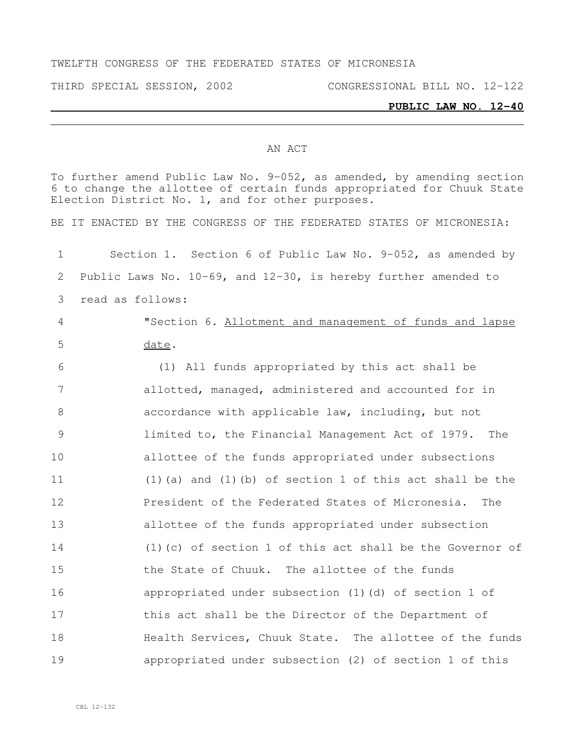TWELFTH CONGRESS OF THE FEDERATED STATES OF MICRONESIA

THIRD SPECIAL SESSION, 2002 CONGRESSIONAL BILL NO. 12-122

**PUBLIC LAW NO. 12-40**

AN ACT

To further amend Public Law No. 9-052, as amended, by amending section 6 to change the allottee of certain funds appropriated for Chuuk State Election District No. 1, and for other purposes.

BE IT ENACTED BY THE CONGRESS OF THE FEDERATED STATES OF MICRONESIA:

1 Section 1. Section 6 of Public Law No. 9-052, as amended by
2 Public Laws No. 10-69, and 12-30, is hereby further amended to
3 read as follows:

4 "Section 6. Allotment and management of funds and lapse
5 date.

6 (1) All funds appropriated by this act shall be
7 allotted, managed, administered and accounted for in
8 accordance with applicable law, including, but not
9 limited to, the Financial Management Act of 1979. The
10 allottee of the funds appropriated under subsections
11 (1)(a) and (1)(b) of section 1 of this act shall be the
12 President of the Federated States of Micronesia. The
13 allottee of the funds appropriated under subsection
14 (1)(c) of section 1 of this act shall be the Governor of
15 the State of Chuuk. The allottee of the funds
16 appropriated under subsection (1)(d) of section 1 of
17 this act shall be the Director of the Department of
18 Health Services, Chuuk State. The allottee of the funds
19 appropriated under subsection (2) of section 1 of this

CBL 12-132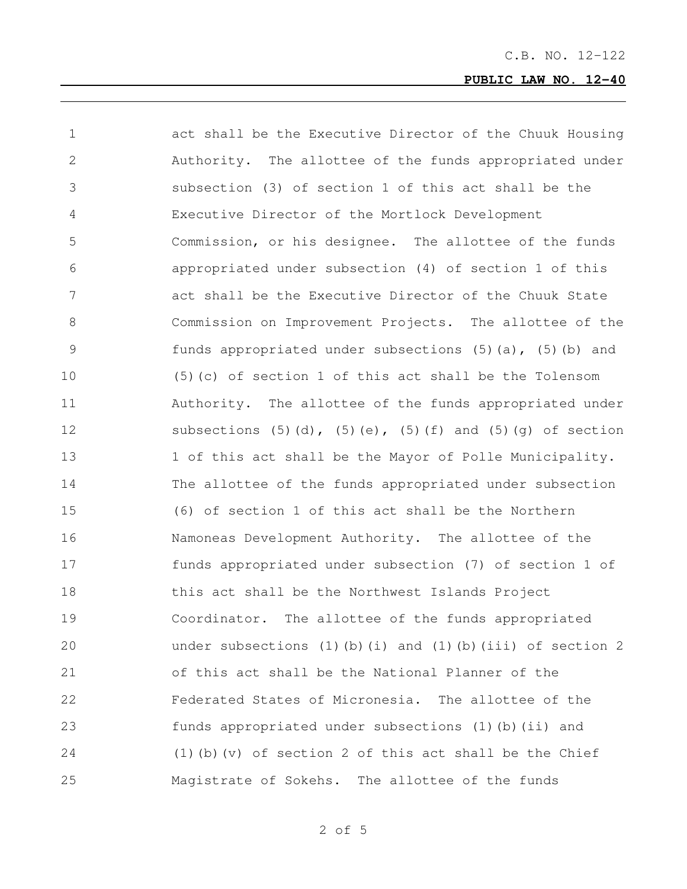act shall be the Executive Director of the Chuuk Housing Authority. The allottee of the funds appropriated under subsection (3) of section 1 of this act shall be the Executive Director of the Mortlock Development Commission, or his designee. The allottee of the funds appropriated under subsection (4) of section 1 of this act shall be the Executive Director of the Chuuk State Commission on Improvement Projects. The allottee of the funds appropriated under subsections (5)(a), (5)(b) and (5)(c) of section 1 of this act shall be the Tolensom Authority. The allottee of the funds appropriated under subsections (5)(d), (5)(e), (5)(f) and (5)(g) of section 1 of this act shall be the Mayor of Polle Municipality. The allottee of the funds appropriated under subsection (6) of section 1 of this act shall be the Northern Namoneas Development Authority. The allottee of the funds appropriated under subsection (7) of section 1 of this act shall be the Northwest Islands Project Coordinator. The allottee of the funds appropriated under subsections (1)(b)(i) and (1)(b)(iii) of section 2 of this act shall be the National Planner of the Federated States of Micronesia. The allottee of the funds appropriated under subsections (1)(b)(ii) and (1)(b)(v) of section 2 of this act shall be the Chief Magistrate of Sokehs. The allottee of the funds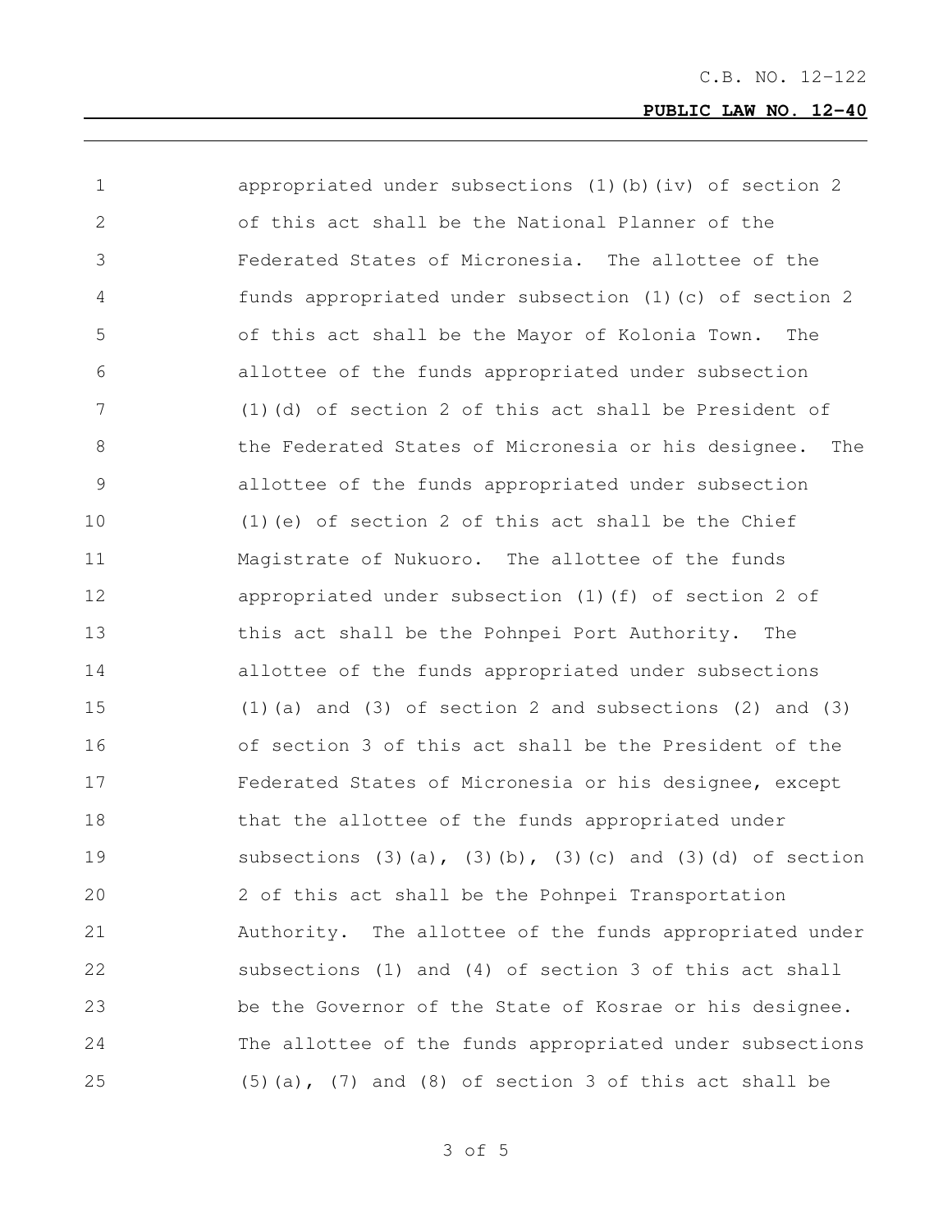appropriated under subsections (1)(b)(iv) of section 2 of this act shall be the National Planner of the Federated States of Micronesia. The allottee of the funds appropriated under subsection (1)(c) of section 2 of this act shall be the Mayor of Kolonia Town. The allottee of the funds appropriated under subsection (1)(d) of section 2 of this act shall be President of the Federated States of Micronesia or his designee. The allottee of the funds appropriated under subsection (1)(e) of section 2 of this act shall be the Chief Magistrate of Nukuoro. The allottee of the funds appropriated under subsection (1)(f) of section 2 of this act shall be the Pohnpei Port Authority. The allottee of the funds appropriated under subsections (1)(a) and (3) of section 2 and subsections (2) and (3) of section 3 of this act shall be the President of the Federated States of Micronesia or his designee, except that the allottee of the funds appropriated under subsections (3)(a), (3)(b), (3)(c) and (3)(d) of section 2 of this act shall be the Pohnpei Transportation Authority. The allottee of the funds appropriated under subsections (1) and (4) of section 3 of this act shall be the Governor of the State of Kosrae or his designee. The allottee of the funds appropriated under subsections (5)(a), (7) and (8) of section 3 of this act shall be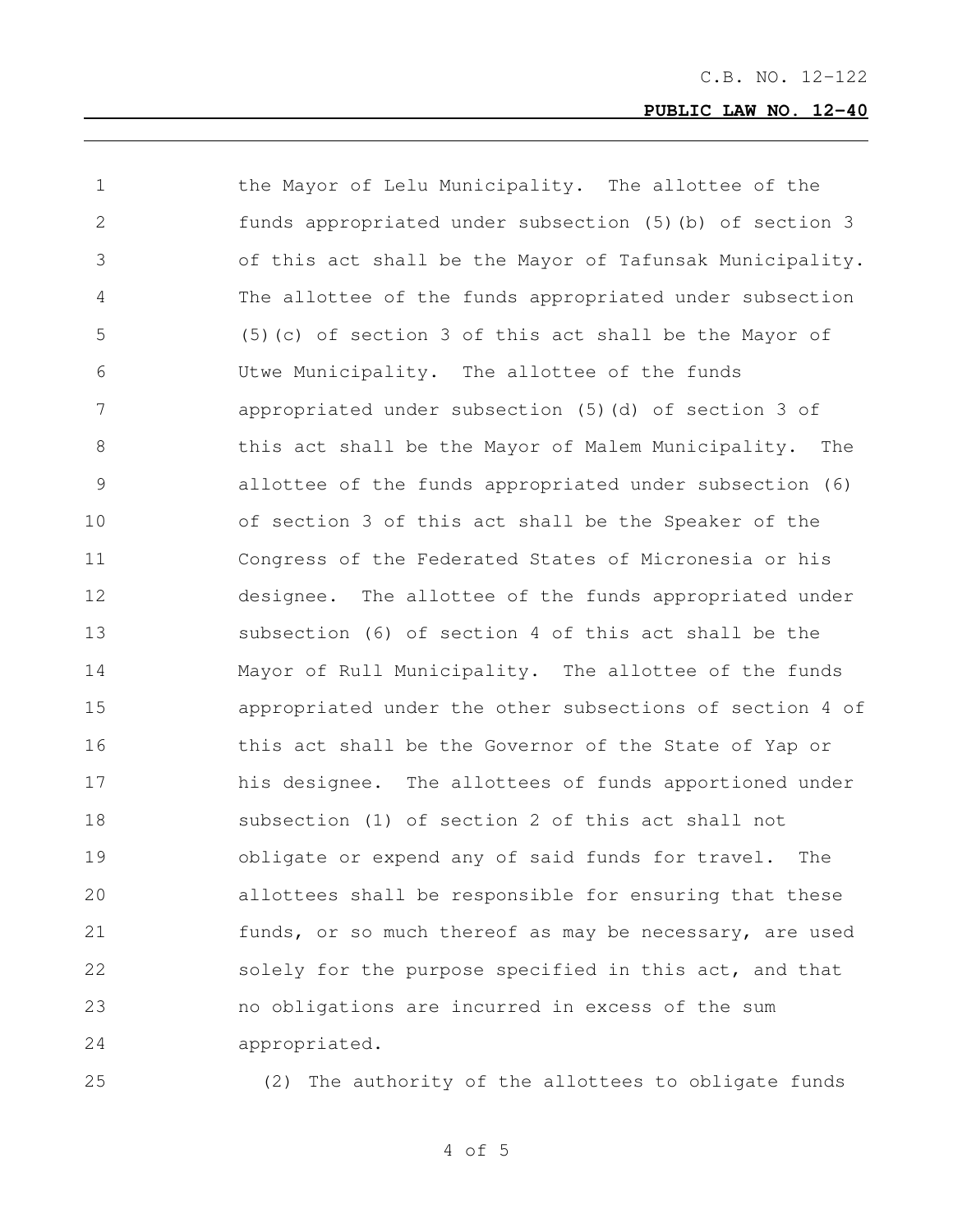the Mayor of Lelu Municipality. The allottee of the funds appropriated under subsection (5)(b) of section 3 of this act shall be the Mayor of Tafunsak Municipality. The allottee of the funds appropriated under subsection (5)(c) of section 3 of this act shall be the Mayor of Utwe Municipality. The allottee of the funds appropriated under subsection (5)(d) of section 3 of this act shall be the Mayor of Malem Municipality. The allottee of the funds appropriated under subsection (6) of section 3 of this act shall be the Speaker of the Congress of the Federated States of Micronesia or his designee. The allottee of the funds appropriated under subsection (6) of section 4 of this act shall be the Mayor of Rull Municipality. The allottee of the funds appropriated under the other subsections of section 4 of this act shall be the Governor of the State of Yap or his designee. The allottees of funds apportioned under subsection (1) of section 2 of this act shall not obligate or expend any of said funds for travel. The allottees shall be responsible for ensuring that these funds, or so much thereof as may be necessary, are used solely for the purpose specified in this act, and that no obligations are incurred in excess of the sum appropriated.

(2) The authority of the allottees to obligate funds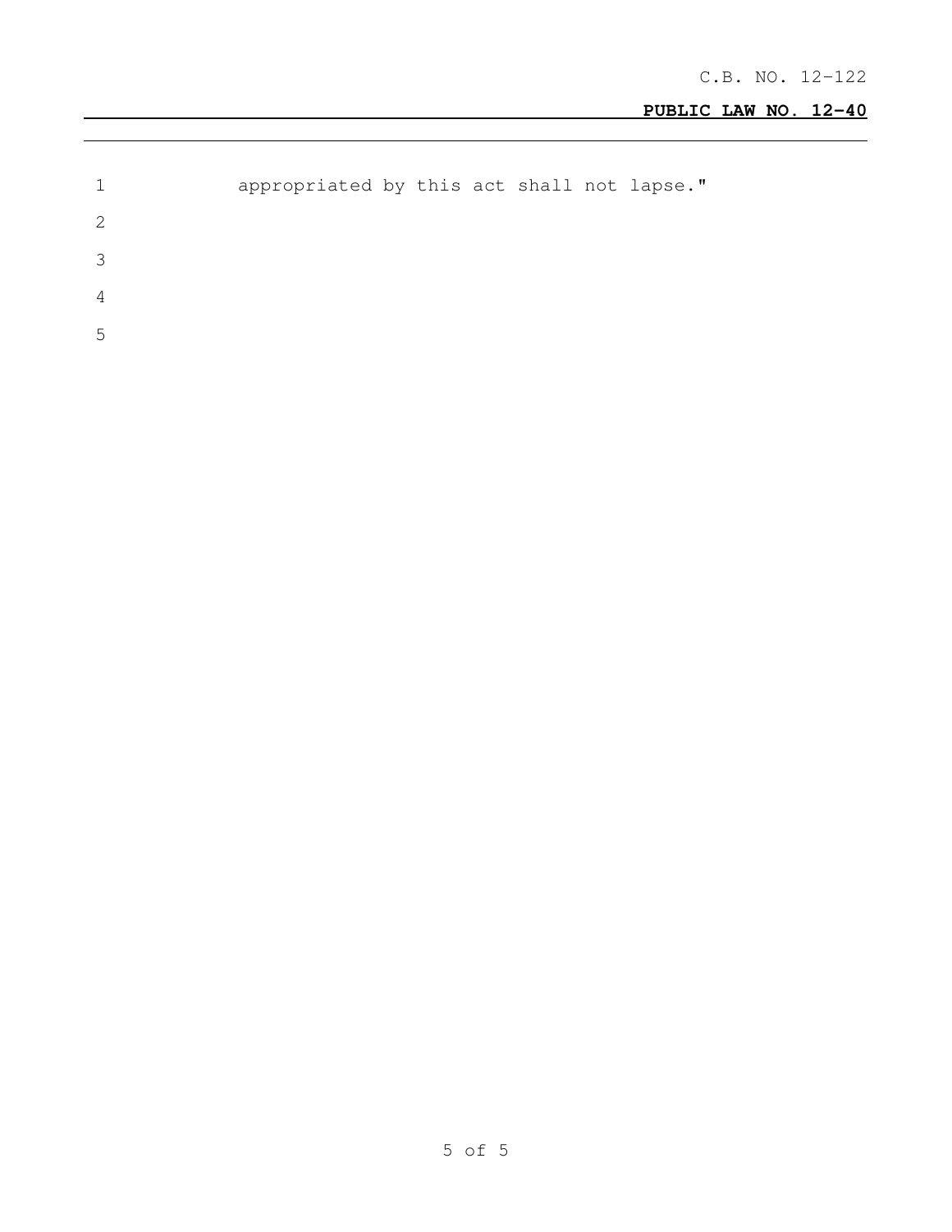appropriated by this act shall not lapse."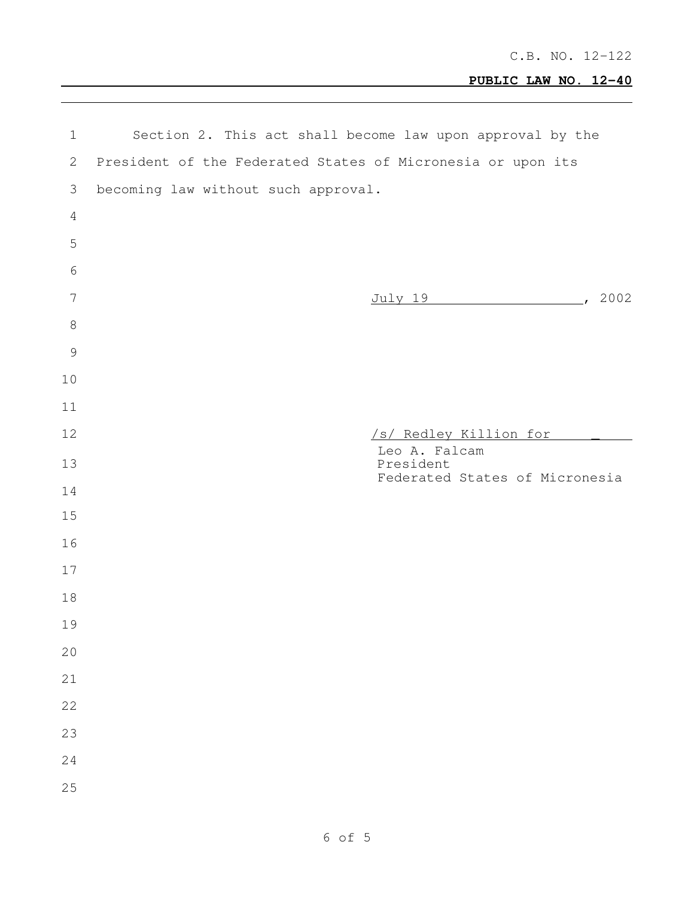Section 2. This act shall become law upon approval by the President of the Federated States of Micronesia or upon its becoming law without such approval.

July 19, 2002

/s/ Redley Killion for
Leo A. Falcam
President
Federated States of Micronesia